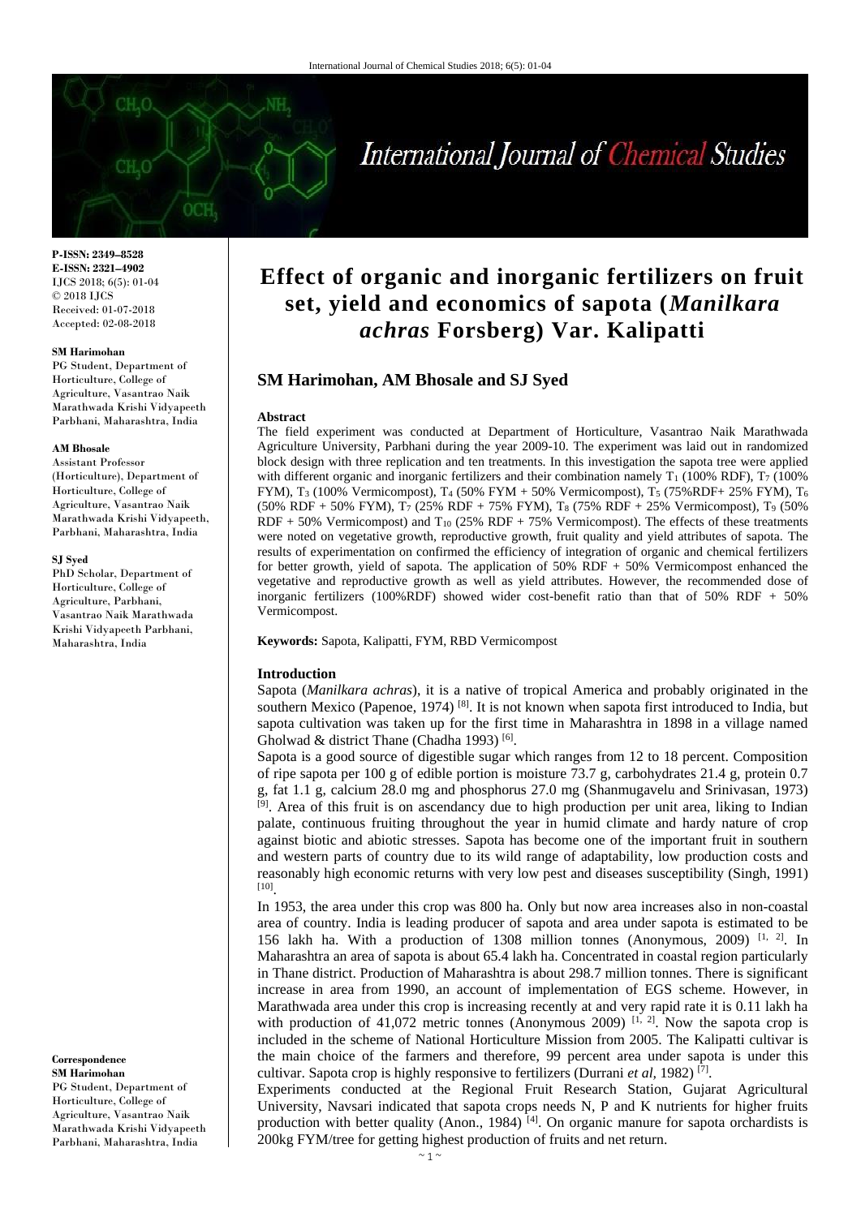**P-ISSN: 2349–8528**
**E-ISSN: 2321–4902**
IJCS 2018; 6(5): 01-04
© 2018 IJCS
Received: 01-07-2018
Accepted: 02-08-2018

**SM Harimohan**
PG Student, Department of Horticulture, College of Agriculture, Vasantrao Naik Marathwada Krishi Vidyapeeth Parbhani, Maharashtra, India

**AM Bhosale**
Assistant Professor (Horticulture), Department of Horticulture, College of Agriculture, Vasantrao Naik Marathwada Krishi Vidyapeeth, Parbhani, Maharashtra, India

**SJ Syed**
PhD Scholar, Department of Horticulture, College of Agriculture, Parbhani, Vasantrao Naik Marathwada Krishi Vidyapeeth Parbhani, Maharashtra, India

**Correspondence**
**SM Harimohan**
PG Student, Department of Horticulture, College of Agriculture, Vasantrao Naik Marathwada Krishi Vidyapeeth Parbhani, Maharashtra, India

# Effect of organic and inorganic fertilizers on fruit set, yield and economics of sapota (*Manilkara achras* Forsberg) Var. Kalipatti

## SM Harimohan, AM Bhosale and SJ Syed

**Abstract**

The field experiment was conducted at Department of Horticulture, Vasantrao Naik Marathwada Agriculture University, Parbhani during the year 2009-10. The experiment was laid out in randomized block design with three replication and ten treatments. In this investigation the sapota tree were applied with different organic and inorganic fertilizers and their combination namely $T_1$ (100% RDF), $T_7$ (100% FYM), $T_3$ (100% Vermicompost), $T_4$ (50% FYM + 50% Vermicompost), $T_5$ (75%RDF+ 25% FYM), $T_6$ (50% RDF + 50% FYM), $T_7$ (25% RDF + 75% FYM), $T_8$ (75% RDF + 25% Vermicompost), $T_9$ (50% RDF + 50% Vermicompost) and $T_{10}$ (25% RDF + 75% Vermicompost). The effects of these treatments were noted on vegetative growth, reproductive growth, fruit quality and yield attributes of sapota. The results of experimentation on confirmed the efficiency of integration of organic and chemical fertilizers for better growth, yield of sapota. The application of 50% RDF + 50% Vermicompost enhanced the vegetative and reproductive growth as well as yield attributes. However, the recommended dose of inorganic fertilizers (100%RDF) showed wider cost-benefit ratio than that of 50% RDF + 50% Vermicompost.

**Keywords:** Sapota, Kalipatti, FYM, RBD Vermicompost

**Introduction**

Sapota (*Manilkara achras*), it is a native of tropical America and probably originated in the southern Mexico (Papenoe, 1974) [8]. It is not known when sapota first introduced to India, but sapota cultivation was taken up for the first time in Maharashtra in 1898 in a village named Gholwad & district Thane (Chadha 1993) [6].

Sapota is a good source of digestible sugar which ranges from 12 to 18 percent. Composition of ripe sapota per 100 g of edible portion is moisture 73.7 g, carbohydrates 21.4 g, protein 0.7 g, fat 1.1 g, calcium 28.0 mg and phosphorus 27.0 mg (Shanmugavelu and Srinivasan, 1973) [9]. Area of this fruit is on ascendancy due to high production per unit area, liking to Indian palate, continuous fruiting throughout the year in humid climate and hardy nature of crop against biotic and abiotic stresses. Sapota has become one of the important fruit in southern and western parts of country due to its wild range of adaptability, low production costs and reasonably high economic returns with very low pest and diseases susceptibility (Singh, 1991) [10].

In 1953, the area under this crop was 800 ha. Only but now area increases also in non-coastal area of country. India is leading producer of sapota and area under sapota is estimated to be 156 lakh ha. With a production of 1308 million tonnes (Anonymous, 2009) [1, 2]. In Maharashtra an area of sapota is about 65.4 lakh ha. Concentrated in coastal region particularly in Thane district. Production of Maharashtra is about 298.7 million tonnes. There is significant increase in area from 1990, an account of implementation of EGS scheme. However, in Marathwada area under this crop is increasing recently at and very rapid rate it is 0.11 lakh ha with production of 41,072 metric tonnes (Anonymous 2009) [1, 2]. Now the sapota crop is included in the scheme of National Horticulture Mission from 2005. The Kalipatti cultivar is the main choice of the farmers and therefore, 99 percent area under sapota is under this cultivar. Sapota crop is highly responsive to fertilizers (Durrani *et al,* 1982) [7].

Experiments conducted at the Regional Fruit Research Station, Gujarat Agricultural University, Navsari indicated that sapota crops needs N, P and K nutrients for higher fruits production with better quality (Anon., 1984) [4]. On organic manure for sapota orchardists is 200kg FYM/tree for getting highest production of fruits and net return.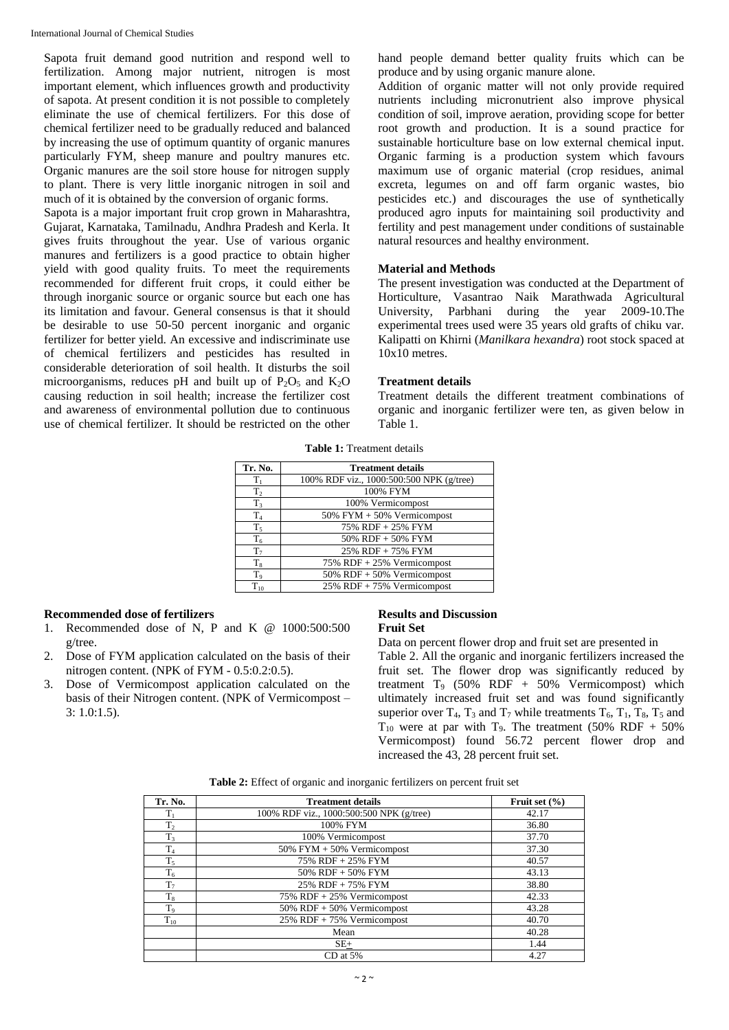Sapota fruit demand good nutrition and respond well to fertilization. Among major nutrient, nitrogen is most important element, which influences growth and productivity of sapota. At present condition it is not possible to completely eliminate the use of chemical fertilizers. For this dose of chemical fertilizer need to be gradually reduced and balanced by increasing the use of optimum quantity of organic manures particularly FYM, sheep manure and poultry manures etc. Organic manures are the soil store house for nitrogen supply to plant. There is very little inorganic nitrogen in soil and much of it is obtained by the conversion of organic forms.

Sapota is a major important fruit crop grown in Maharashtra, Gujarat, Karnataka, Tamilnadu, Andhra Pradesh and Kerla. It gives fruits throughout the year. Use of various organic manures and fertilizers is a good practice to obtain higher yield with good quality fruits. To meet the requirements recommended for different fruit crops, it could either be through inorganic source or organic source but each one has its limitation and favour. General consensus is that it should be desirable to use 50-50 percent inorganic and organic fertilizer for better yield. An excessive and indiscriminate use of chemical fertilizers and pesticides has resulted in considerable deterioration of soil health. It disturbs the soil microorganisms, reduces pH and built up of $P_2O_5$ and $K_2O$ causing reduction in soil health; increase the fertilizer cost and awareness of environmental pollution due to continuous use of chemical fertilizer. It should be restricted on the other hand people demand better quality fruits which can be produce and by using organic manure alone.

Addition of organic matter will not only provide required nutrients including micronutrient also improve physical condition of soil, improve aeration, providing scope for better root growth and production. It is a sound practice for sustainable horticulture base on low external chemical input. Organic farming is a production system which favours maximum use of organic material (crop residues, animal excreta, legumes on and off farm organic wastes, bio pesticides etc.) and discourages the use of synthetically produced agro inputs for maintaining soil productivity and fertility and pest management under conditions of sustainable natural resources and healthy environment.

**Material and Methods**

The present investigation was conducted at the Department of Horticulture, Vasantrao Naik Marathwada Agricultural University, Parbhani during the year 2009-10.The experimental trees used were 35 years old grafts of chiku var. Kalipatti on Khirni (*Manilkara hexandra*) root stock spaced at 10x10 metres.

**Treatment details**

Treatment details the different treatment combinations of organic and inorganic fertilizer were ten, as given below in Table 1.

**Table 1:** Treatment details

| Tr. No. | Treatment details |
|---|---|
| $T_1$ | 100% RDF viz., 1000:500:500 NPK (g/tree) |
| $T_2$ | 100% FYM |
| $T_3$ | 100% Vermicompost |
| $T_4$ | 50% FYM + 50% Vermicompost |
| $T_5$ | 75% RDF + 25% FYM |
| $T_6$ | 50% RDF + 50% FYM |
| $T_7$ | 25% RDF + 75% FYM |
| $T_8$ | 75% RDF + 25% Vermicompost |
| $T_9$ | 50% RDF + 50% Vermicompost |
| $T_{10}$ | 25% RDF + 75% Vermicompost |

**Recommended dose of fertilizers**

1. Recommended dose of N, P and K @ 1000:500:500 g/tree.
2. Dose of FYM application calculated on the basis of their nitrogen content. (NPK of FYM - 0.5:0.2:0.5).
3. Dose of Vermicompost application calculated on the basis of their Nitrogen content. (NPK of Vermicompost – 3: 1.0:1.5).

**Results and Discussion**

**Fruit Set**

Data on percent flower drop and fruit set are presented in Table 2. All the organic and inorganic fertilizers increased the fruit set. The flower drop was significantly reduced by treatment $T_9$ (50% RDF + 50% Vermicompost) which ultimately increased fruit set and was found significantly superior over $T_4$, $T_3$ and $T_7$ while treatments $T_6$, $T_1$, $T_8$, $T_5$ and $T_{10}$ were at par with $T_9$. The treatment (50% RDF + 50% Vermicompost) found 56.72 percent flower drop and increased the 43, 28 percent fruit set.

**Table 2:** Effect of organic and inorganic fertilizers on percent fruit set

| Tr. No. | Treatment details | Fruit set (%) |
|---|---|---|
| $T_1$ | 100% RDF viz., 1000:500:500 NPK (g/tree) | 42.17 |
| $T_2$ | 100% FYM | 36.80 |
| $T_3$ | 100% Vermicompost | 37.70 |
| $T_4$ | 50% FYM + 50% Vermicompost | 37.30 |
| $T_5$ | 75% RDF + 25% FYM | 40.57 |
| $T_6$ | 50% RDF + 50% FYM | 43.13 |
| $T_7$ | 25% RDF + 75% FYM | 38.80 |
| $T_8$ | 75% RDF + 25% Vermicompost | 42.33 |
| $T_9$ | 50% RDF + 50% Vermicompost | 43.28 |
| $T_{10}$ | 25% RDF + 75% Vermicompost | 40.70 |
| | Mean | 40.28 |
| | SE$\pm$ | 1.44 |
| | CD at 5% | 4.27 |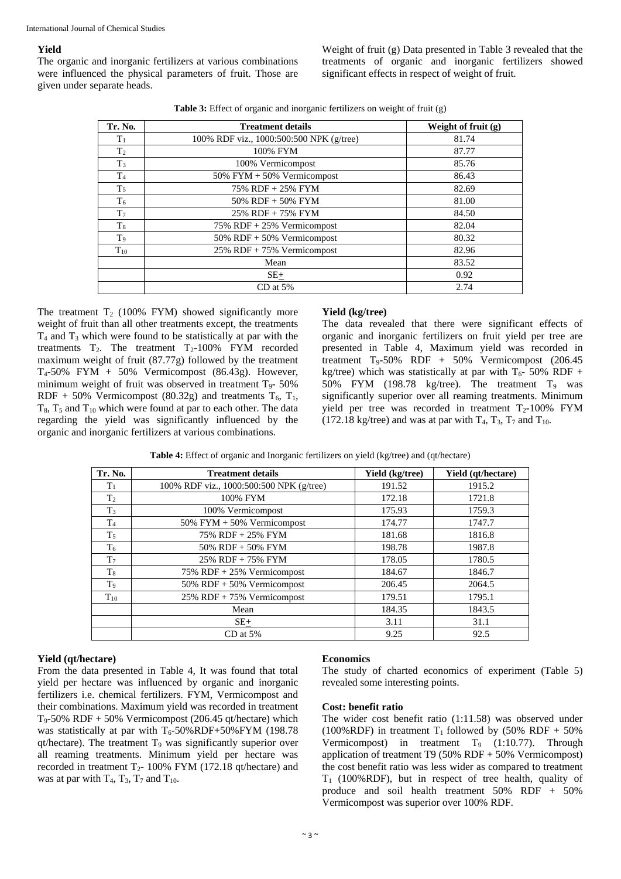### Yield

The organic and inorganic fertilizers at various combinations were influenced the physical parameters of fruit. Those are given under separate heads.

Weight of fruit (g) Data presented in Table 3 revealed that the treatments of organic and inorganic fertilizers showed significant effects in respect of weight of fruit.

**Table 3:** Effect of organic and inorganic fertilizers on weight of fruit (g)

| Tr. No. | Treatment details | Weight of fruit (g) |
|---|---|---|
| $T_1$ | 100% RDF viz., 1000:500:500 NPK (g/tree) | 81.74 |
| $T_2$ | 100% FYM | 87.77 |
| $T_3$ | 100% Vermicompost | 85.76 |
| $T_4$ | 50% FYM + 50% Vermicompost | 86.43 |
| $T_5$ | 75% RDF + 25% FYM | 82.69 |
| $T_6$ | 50% RDF + 50% FYM | 81.00 |
| $T_7$ | 25% RDF + 75% FYM | 84.50 |
| $T_8$ | 75% RDF + 25% Vermicompost | 82.04 |
| $T_9$ | 50% RDF + 50% Vermicompost | 80.32 |
| $T_{10}$ | 25% RDF + 75% Vermicompost | 82.96 |
| | Mean | 83.52 |
| | SE± | 0.92 |
| | CD at 5% | 2.74 |

The treatment $T_2$ (100% FYM) showed significantly more weight of fruit than all other treatments except, the treatments $T_4$ and $T_3$ which were found to be statistically at par with the treatments $T_2$. The treatment $T_2$-100% FYM recorded maximum weight of fruit (87.77g) followed by the treatment $T_4$-50% FYM + 50% Vermicompost (86.43g). However, minimum weight of fruit was observed in treatment $T_9$- 50% RDF + 50% Vermicompost (80.32g) and treatments $T_6$, $T_1$, $T_8$, $T_5$ and $T_{10}$ which were found at par to each other. The data regarding the yield was significantly influenced by the organic and inorganic fertilizers at various combinations.

### Yield (kg/tree)

The data revealed that there were significant effects of organic and inorganic fertilizers on fruit yield per tree are presented in Table 4, Maximum yield was recorded in treatment $T_9$-50% RDF + 50% Vermicompost (206.45 kg/tree) which was statistically at par with $T_6$- 50% RDF + 50% FYM (198.78 kg/tree). The treatment $T_9$ was significantly superior over all reaming treatments. Minimum yield per tree was recorded in treatment $T_2$-100% FYM (172.18 kg/tree) and was at par with $T_4$, $T_3$, $T_7$ and $T_{10}$.

**Table 4:** Effect of organic and Inorganic fertilizers on yield (kg/tree) and (qt/hectare)

| Tr. No. | Treatment details | Yield (kg/tree) | Yield (qt/hectare) |
|---|---|---|---|
| $T_1$ | 100% RDF viz., 1000:500:500 NPK (g/tree) | 191.52 | 1915.2 |
| $T_2$ | 100% FYM | 172.18 | 1721.8 |
| $T_3$ | 100% Vermicompost | 175.93 | 1759.3 |
| $T_4$ | 50% FYM + 50% Vermicompost | 174.77 | 1747.7 |
| $T_5$ | 75% RDF + 25% FYM | 181.68 | 1816.8 |
| $T_6$ | 50% RDF + 50% FYM | 198.78 | 1987.8 |
| $T_7$ | 25% RDF + 75% FYM | 178.05 | 1780.5 |
| $T_8$ | 75% RDF + 25% Vermicompost | 184.67 | 1846.7 |
| $T_9$ | 50% RDF + 50% Vermicompost | 206.45 | 2064.5 |
| $T_{10}$ | 25% RDF + 75% Vermicompost | 179.51 | 1795.1 |
| | Mean | 184.35 | 1843.5 |
| | SE± | 3.11 | 31.1 |
| | CD at 5% | 9.25 | 92.5 |

### Yield (qt/hectare)

From the data presented in Table 4, It was found that total yield per hectare was influenced by organic and inorganic fertilizers i.e. chemical fertilizers. FYM, Vermicompost and their combinations. Maximum yield was recorded in treatment $T_9$-50% RDF + 50% Vermicompost (206.45 qt/hectare) which was statistically at par with $T_6$-50%RDF+50%FYM (198.78 qt/hectare). The treatment $T_9$ was significantly superior over all reaming treatments. Minimum yield per hectare was recorded in treatment $T_2$- 100% FYM (172.18 qt/hectare) and was at par with $T_4$, $T_3$, $T_7$ and $T_{10}$.

### Economics

The study of charted economics of experiment (Table 5) revealed some interesting points.

### Cost: benefit ratio

The wider cost benefit ratio (1:11.58) was observed under (100%RDF) in treatment $T_1$ followed by (50% RDF + 50% Vermicompost) in treatment $T_9$ (1:10.77). Through application of treatment T9 (50% RDF + 50% Vermicompost) the cost benefit ratio was less wider as compared to treatment $T_1$ (100%RDF), but in respect of tree health, quality of produce and soil health treatment 50% RDF + 50% Vermicompost was superior over 100% RDF.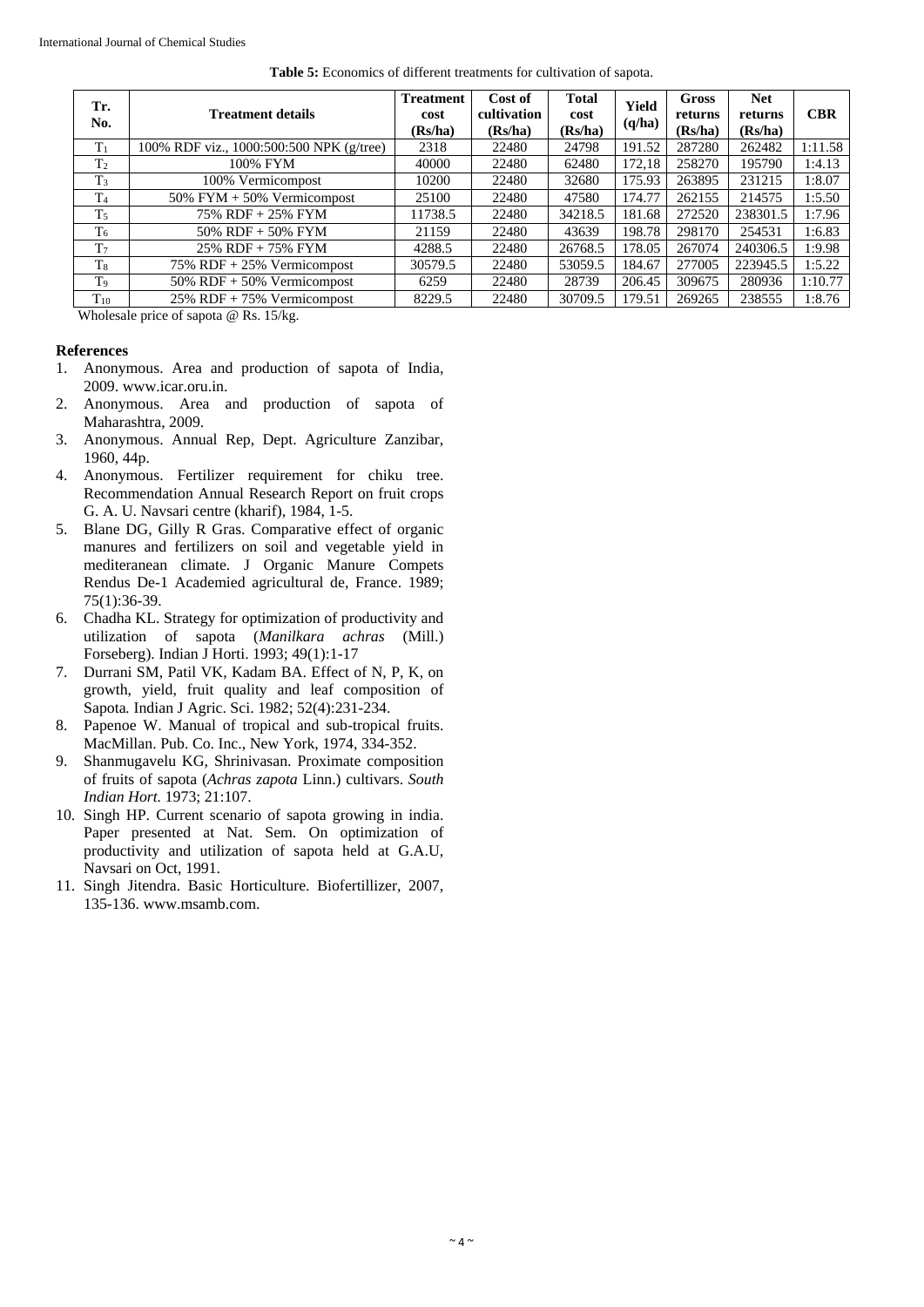**Table 5:** Economics of different treatments for cultivation of sapota.

| Tr. No. | Treatment details | Treatment cost (Rs/ha) | Cost of cultivation (Rs/ha) | Total cost (Rs/ha) | Yield (q/ha) | Gross returns (Rs/ha) | Net returns (Rs/ha) | CBR |
|---|---|---|---|---|---|---|---|---|
| $T_1$ | 100% RDF viz., 1000:500:500 NPK (g/tree) | 2318 | 22480 | 24798 | 191.52 | 287280 | 262482 | 1:11.58 |
| $T_2$ | 100% FYM | 40000 | 22480 | 62480 | 172,18 | 258270 | 195790 | 1:4.13 |
| $T_3$ | 100% Vermicompost | 10200 | 22480 | 32680 | 175.93 | 263895 | 231215 | 1:8.07 |
| $T_4$ | 50% FYM + 50% Vermicompost | 25100 | 22480 | 47580 | 174.77 | 262155 | 214575 | 1:5.50 |
| $T_5$ | 75% RDF + 25% FYM | 11738.5 | 22480 | 34218.5 | 181.68 | 272520 | 238301.5 | 1:7.96 |
| $T_6$ | 50% RDF + 50% FYM | 21159 | 22480 | 43639 | 198.78 | 298170 | 254531 | 1:6.83 |
| $T_7$ | 25% RDF + 75% FYM | 4288.5 | 22480 | 26768.5 | 178.05 | 267074 | 240306.5 | 1:9.98 |
| $T_8$ | 75% RDF + 25% Vermicompost | 30579.5 | 22480 | 53059.5 | 184.67 | 277005 | 223945.5 | 1:5.22 |
| $T_9$ | 50% RDF + 50% Vermicompost | 6259 | 22480 | 28739 | 206.45 | 309675 | 280936 | 1:10.77 |
| $T_{10}$ | 25% RDF + 75% Vermicompost | 8229.5 | 22480 | 30709.5 | 179.51 | 269265 | 238555 | 1:8.76 |

Wholesale price of sapota @ Rs. 15/kg.

## References

1. Anonymous. Area and production of sapota of India, 2009. www.icar.oru.in.
2. Anonymous. Area and production of sapota of Maharashtra, 2009.
3. Anonymous. Annual Rep, Dept. Agriculture Zanzibar, 1960, 44p.
4. Anonymous. Fertilizer requirement for chiku tree. Recommendation Annual Research Report on fruit crops G. A. U. Navsari centre (kharif), 1984, 1-5.
5. Blane DG, Gilly R Gras. Comparative effect of organic manures and fertilizers on soil and vegetable yield in mediteranean climate. J Organic Manure Compets Rendus De-1 Academied agricultural de, France. 1989; 75(1):36-39.
6. Chadha KL. Strategy for optimization of productivity and utilization of sapota (*Manilkara achras* (Mill.) Forseberg). Indian J Horti. 1993; 49(1):1-17
7. Durrani SM, Patil VK, Kadam BA. Effect of N, P, K, on growth, yield, fruit quality and leaf composition of Sapota*.* Indian J Agric. Sci. 1982; 52(4):231-234.
8. Papenoe W. Manual of tropical and sub-tropical fruits. MacMillan. Pub. Co. Inc., New York, 1974, 334-352.
9. Shanmugavelu KG, Shrinivasan. Proximate composition of fruits of sapota (*Achras zapota* Linn.) cultivars. *South Indian Hort.* 1973; 21:107.
10. Singh HP. Current scenario of sapota growing in india. Paper presented at Nat. Sem. On optimization of productivity and utilization of sapota held at G.A.U, Navsari on Oct, 1991.
11. Singh Jitendra. Basic Horticulture. Biofertillizer, 2007, 135-136. www.msamb.com.